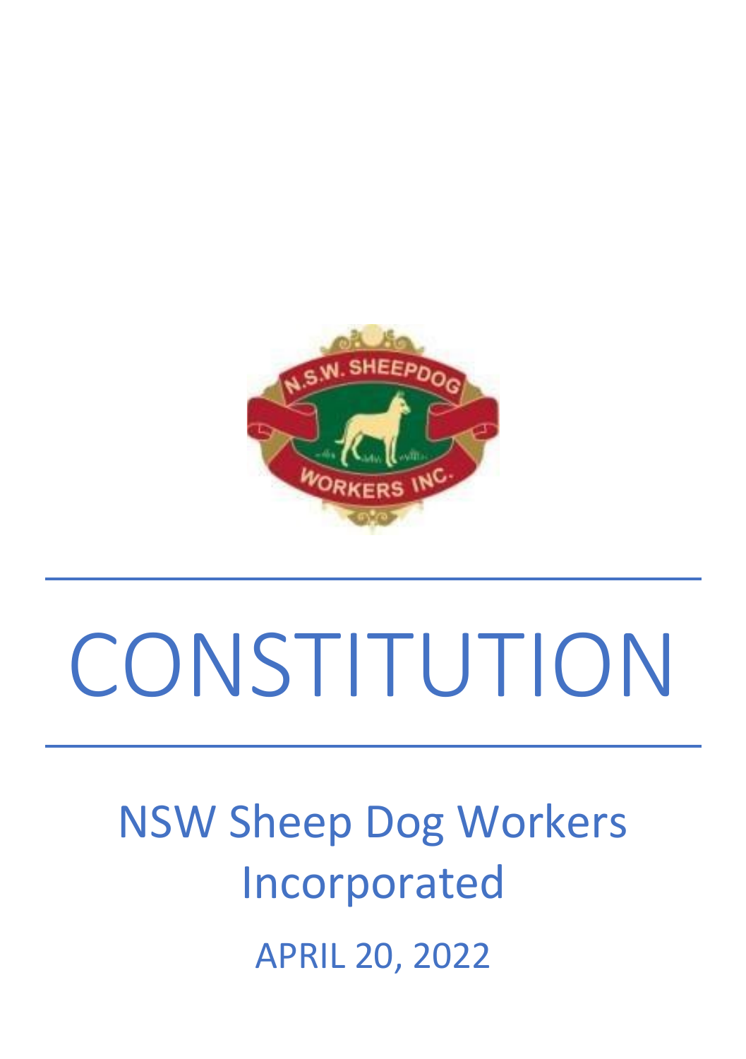# CONSTITUTION

NSW Sheep Dog Workers Incorporated

APRIL 20, 2022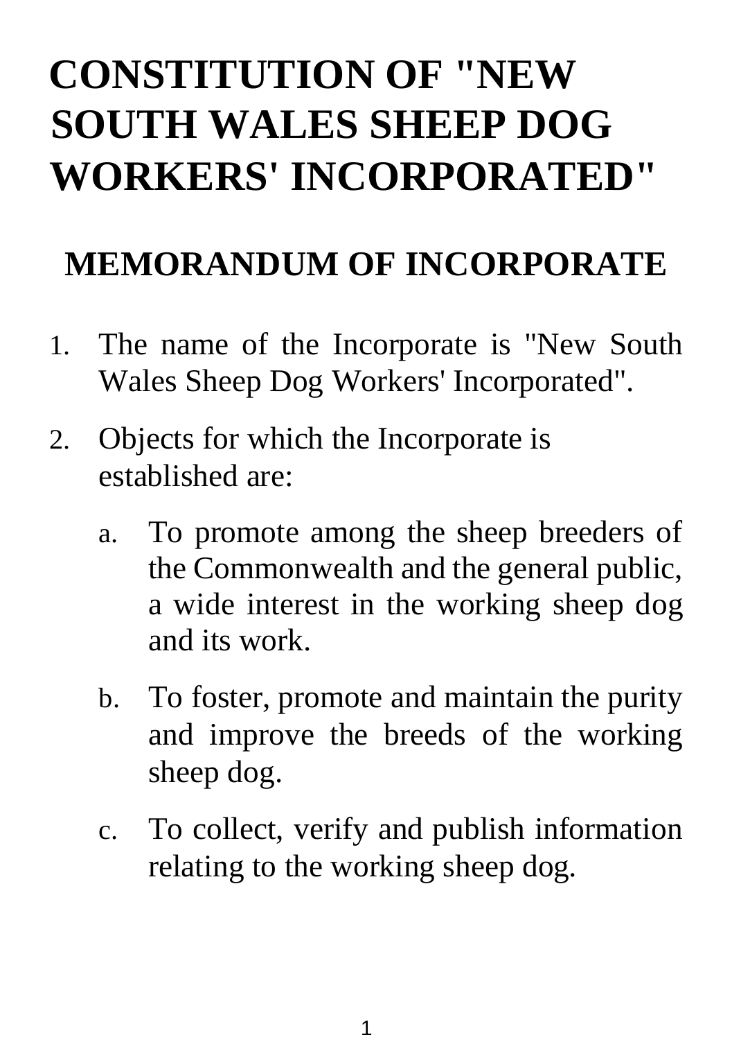# CONSTITUTION OF "NEW SOUTH WALES SHEEP DOG WORKERS' INCORPORATED"

## MEMORANDUM OF INCORPORATE

1. The name of the Incorporate is "New South Wales Sheep Dog Workers' Incorporated".
2. Objects for which the Incorporate is established are:
   a. To promote among the sheep breeders of the Commonwealth and the general public, a wide interest in the working sheep dog and its work.
   b. To foster, promote and maintain the purity and improve the breeds of the working sheep dog.
   c. To collect, verify and publish information relating to the working sheep dog.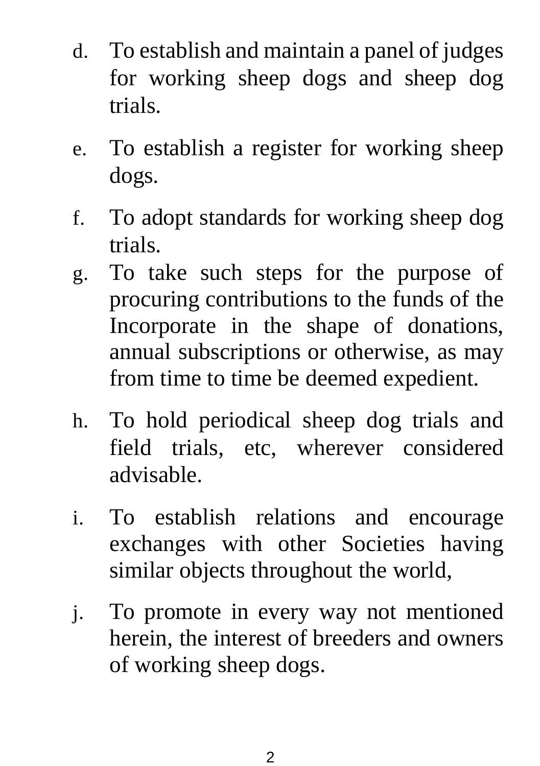d. To establish and maintain a panel of judges for working sheep dogs and sheep dog trials.

e. To establish a register for working sheep dogs.

f. To adopt standards for working sheep dog trials.

g. To take such steps for the purpose of procuring contributions to the funds of the Incorporate in the shape of donations, annual subscriptions or otherwise, as may from time to time be deemed expedient.

h. To hold periodical sheep dog trials and field trials, etc, wherever considered advisable.

i. To establish relations and encourage exchanges with other Societies having similar objects throughout the world,

j. To promote in every way not mentioned herein, the interest of breeders and owners of working sheep dogs.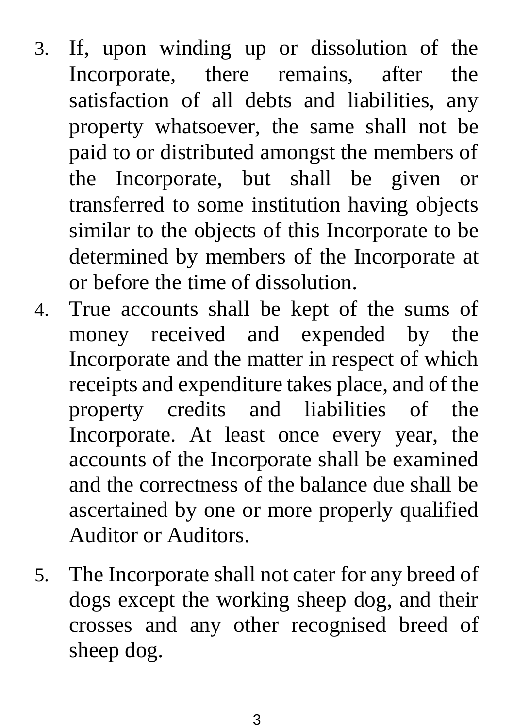3. If, upon winding up or dissolution of the Incorporate, there remains, after the satisfaction of all debts and liabilities, any property whatsoever, the same shall not be paid to or distributed amongst the members of the Incorporate, but shall be given or transferred to some institution having objects similar to the objects of this Incorporate to be determined by members of the Incorporate at or before the time of dissolution.
4. True accounts shall be kept of the sums of money received and expended by the Incorporate and the matter in respect of which receipts and expenditure takes place, and of the property credits and liabilities of the Incorporate. At least once every year, the accounts of the Incorporate shall be examined and the correctness of the balance due shall be ascertained by one or more properly qualified Auditor or Auditors.

5. The Incorporate shall not cater for any breed of dogs except the working sheep dog, and their crosses and any other recognised breed of sheep dog.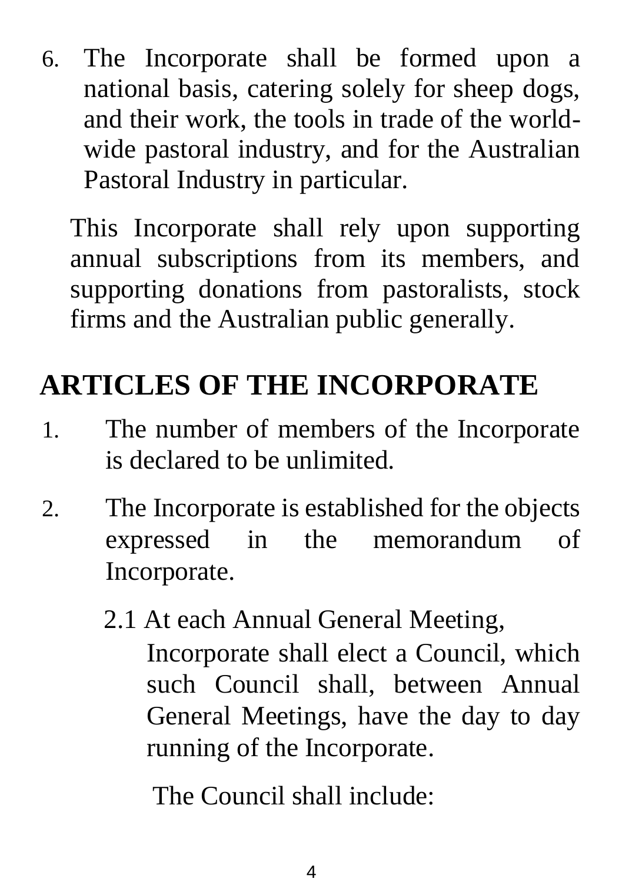6. The Incorporate shall be formed upon a national basis, catering solely for sheep dogs, and their work, the tools in trade of the world-wide pastoral industry, and for the Australian Pastoral Industry in particular.

   This Incorporate shall rely upon supporting annual subscriptions from its members, and supporting donations from pastoralists, stock firms and the Australian public generally.

# ARTICLES OF THE INCORPORATE

1. The number of members of the Incorporate is declared to be unlimited.

2. The Incorporate is established for the objects expressed in the memorandum of Incorporate.

   2.1 At each Annual General Meeting, Incorporate shall elect a Council, which such Council shall, between Annual General Meetings, have the day to day running of the Incorporate.

   The Council shall include: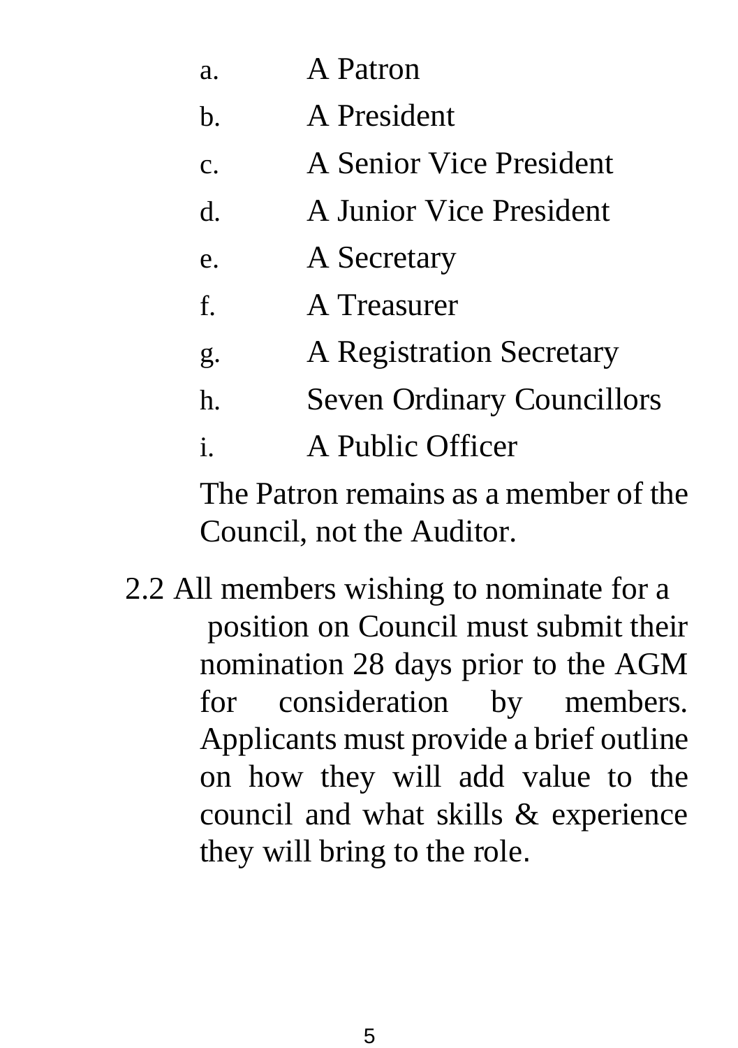a. A Patron

b. A President

c. A Senior Vice President

d. A Junior Vice President

e. A Secretary

f. A Treasurer

g. A Registration Secretary

h. Seven Ordinary Councillors

i. A Public Officer

The Patron remains as a member of the Council, not the Auditor.

2.2 All members wishing to nominate for a position on Council must submit their nomination 28 days prior to the AGM for consideration by members. Applicants must provide a brief outline on how they will add value to the council and what skills & experience they will bring to the role.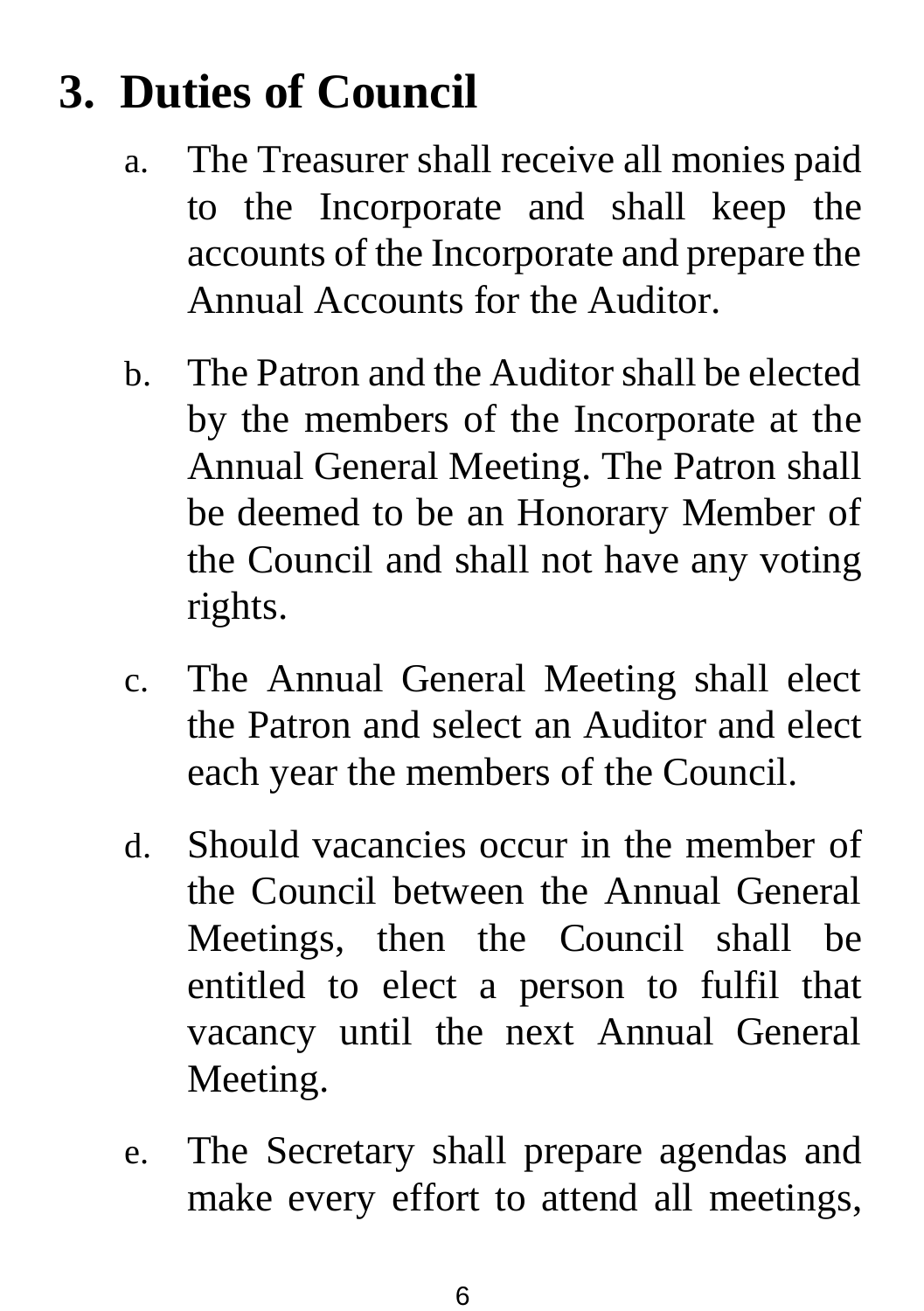# 3. Duties of Council

a. The Treasurer shall receive all monies paid to the Incorporate and shall keep the accounts of the Incorporate and prepare the Annual Accounts for the Auditor.

b. The Patron and the Auditor shall be elected by the members of the Incorporate at the Annual General Meeting. The Patron shall be deemed to be an Honorary Member of the Council and shall not have any voting rights.

c. The Annual General Meeting shall elect the Patron and select an Auditor and elect each year the members of the Council.

d. Should vacancies occur in the member of the Council between the Annual General Meetings, then the Council shall be entitled to elect a person to fulfil that vacancy until the next Annual General Meeting.

e. The Secretary shall prepare agendas and make every effort to attend all meetings,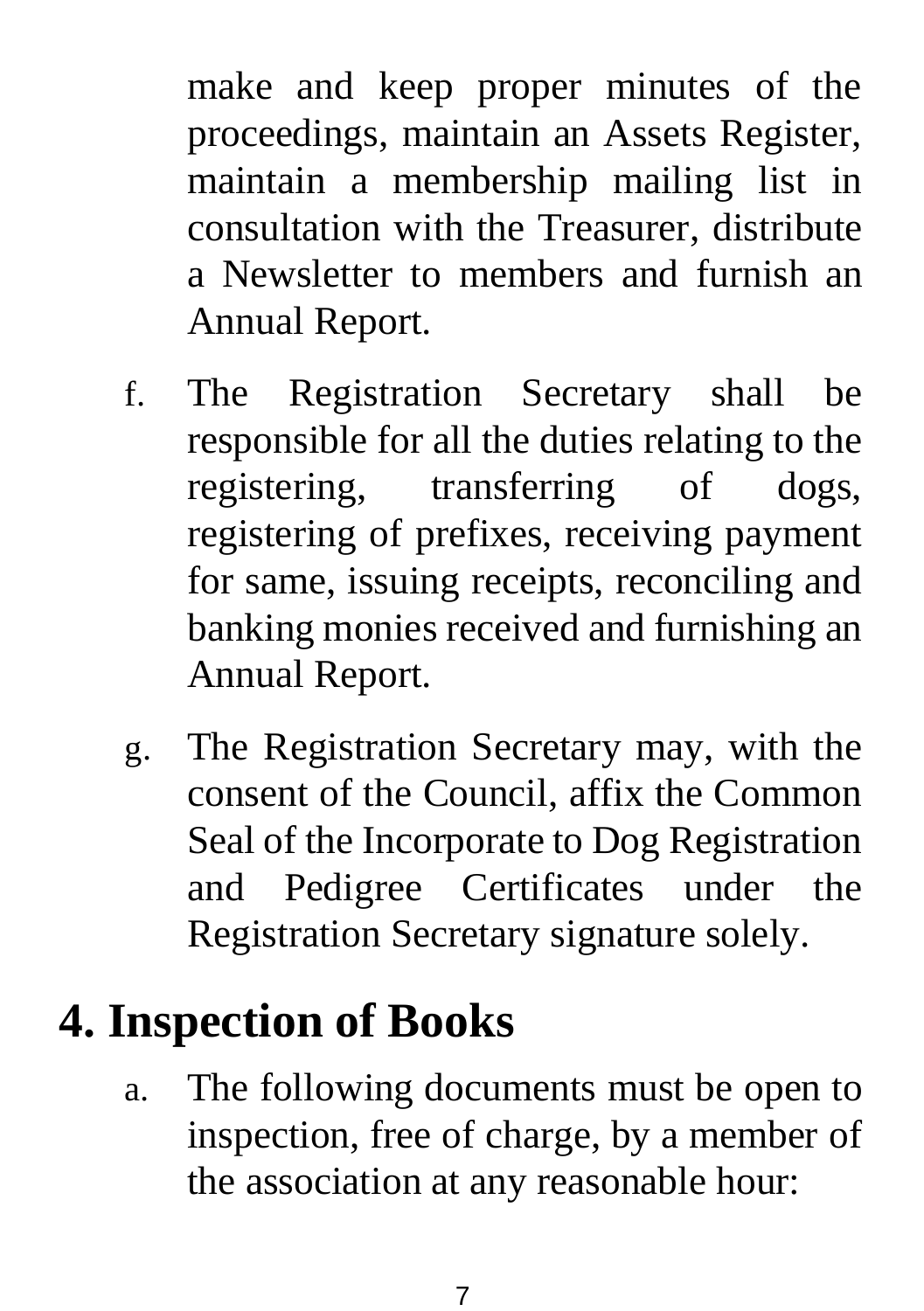make and keep proper minutes of the proceedings, maintain an Assets Register, maintain a membership mailing list in consultation with the Treasurer, distribute a Newsletter to members and furnish an Annual Report.

f. The Registration Secretary shall be responsible for all the duties relating to the registering, transferring of dogs, registering of prefixes, receiving payment for same, issuing receipts, reconciling and banking monies received and furnishing an Annual Report.

g. The Registration Secretary may, with the consent of the Council, affix the Common Seal of the Incorporate to Dog Registration and Pedigree Certificates under the Registration Secretary signature solely.

# 4. Inspection of Books

a. The following documents must be open to inspection, free of charge, by a member of the association at any reasonable hour: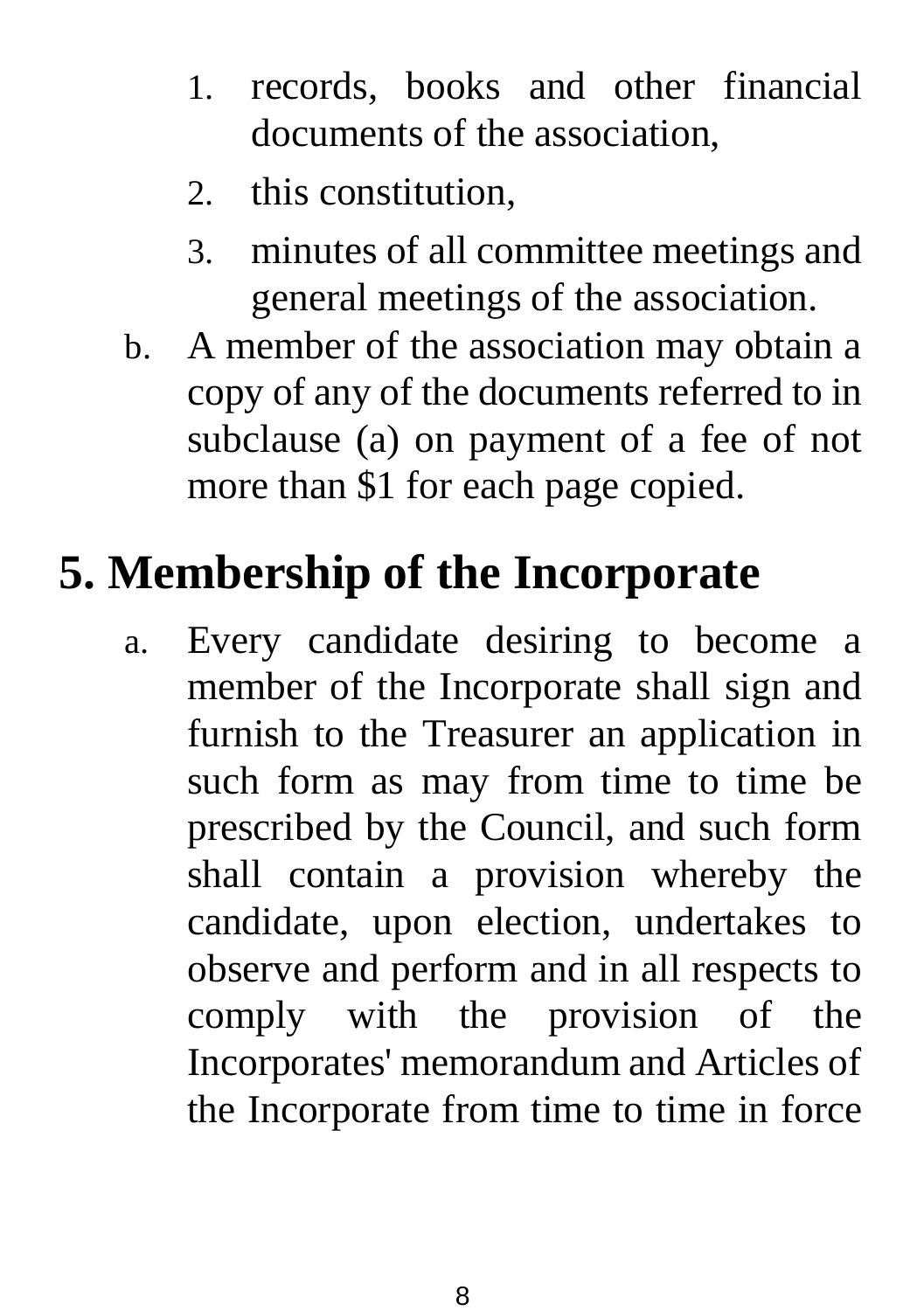1. records, books and other financial documents of the association,
2. this constitution,
3. minutes of all committee meetings and general meetings of the association.

b. A member of the association may obtain a copy of any of the documents referred to in subclause (a) on payment of a fee of not more than $1 for each page copied.

## 5. Membership of the Incorporate

a. Every candidate desiring to become a member of the Incorporate shall sign and furnish to the Treasurer an application in such form as may from time to time be prescribed by the Council, and such form shall contain a provision whereby the candidate, upon election, undertakes to observe and perform and in all respects to comply with the provision of the Incorporates' memorandum and Articles of the Incorporate from time to time in force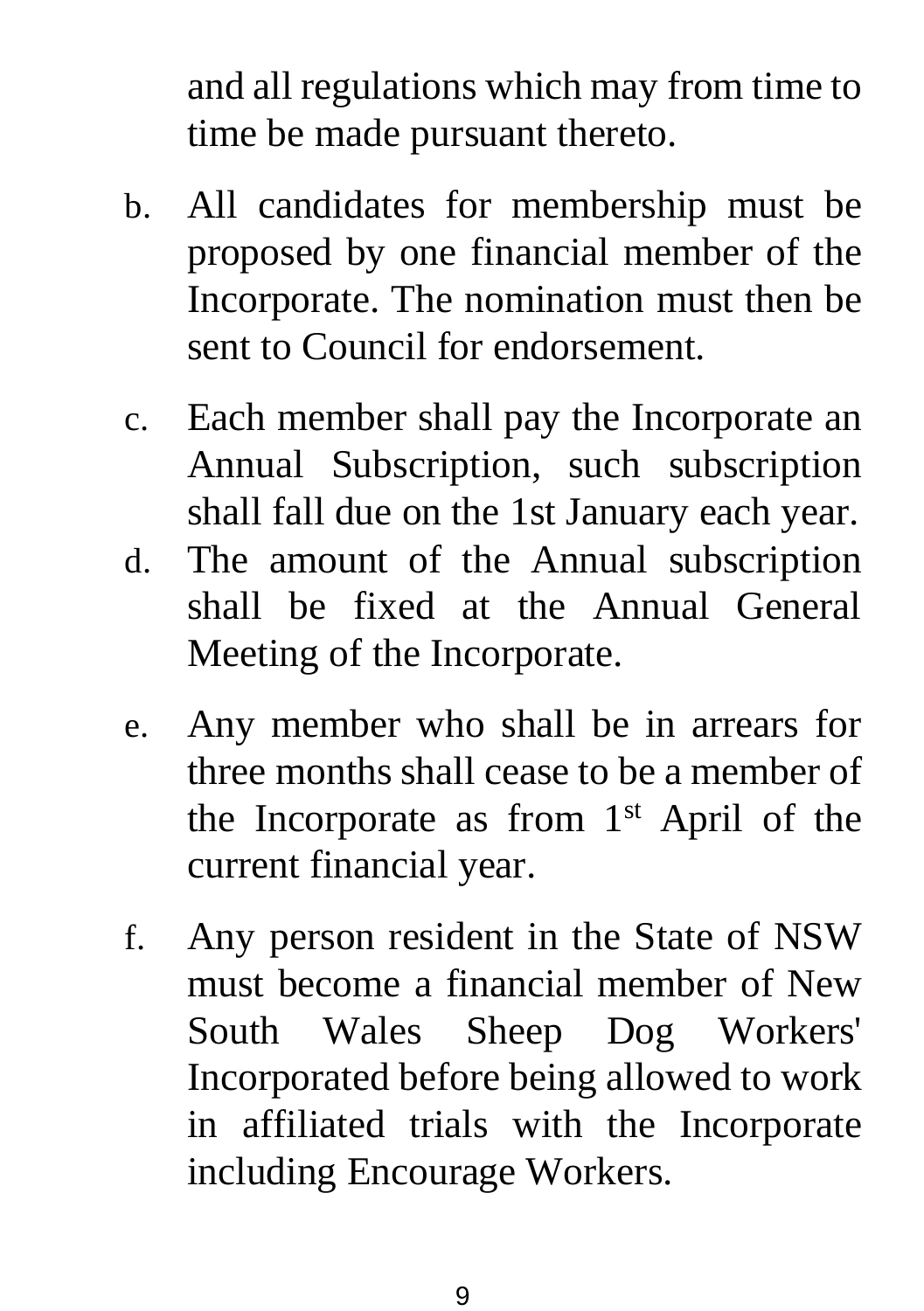and all regulations which may from time to time be made pursuant thereto.

b. All candidates for membership must be proposed by one financial member of the Incorporate. The nomination must then be sent to Council for endorsement.

c. Each member shall pay the Incorporate an Annual Subscription, such subscription shall fall due on the 1st January each year.

d. The amount of the Annual subscription shall be fixed at the Annual General Meeting of the Incorporate.

e. Any member who shall be in arrears for three months shall cease to be a member of the Incorporate as from 1st April of the current financial year.

f. Any person resident in the State of NSW must become a financial member of New South Wales Sheep Dog Workers' Incorporated before being allowed to work in affiliated trials with the Incorporate including Encourage Workers.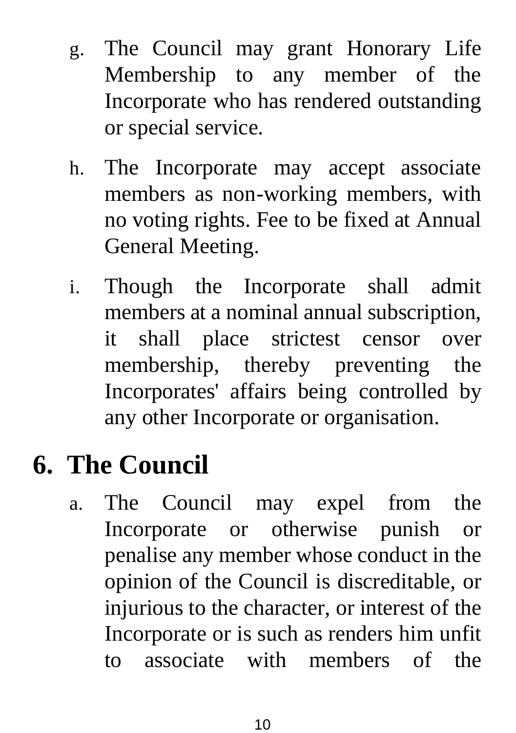g. The Council may grant Honorary Life Membership to any member of the Incorporate who has rendered outstanding or special service.

h. The Incorporate may accept associate members as non-working members, with no voting rights. Fee to be fixed at Annual General Meeting.

i. Though the Incorporate shall admit members at a nominal annual subscription, it shall place strictest censor over membership, thereby preventing the Incorporates' affairs being controlled by any other Incorporate or organisation.

## 6. The Council

a. The Council may expel from the Incorporate or otherwise punish or penalise any member whose conduct in the opinion of the Council is discreditable, or injurious to the character, or interest of the Incorporate or is such as renders him unfit to associate with members of the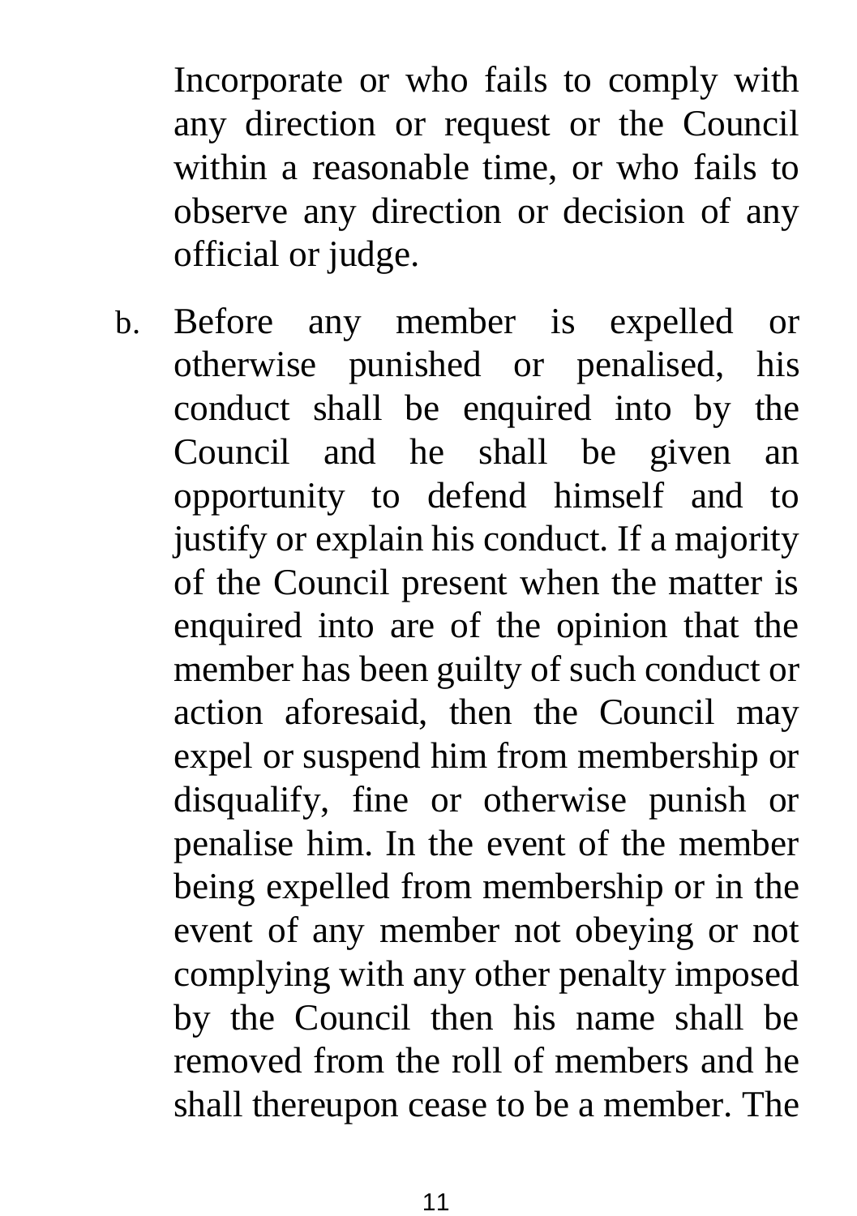Incorporate or who fails to comply with any direction or request or the Council within a reasonable time, or who fails to observe any direction or decision of any official or judge.

b. Before any member is expelled or otherwise punished or penalised, his conduct shall be enquired into by the Council and he shall be given an opportunity to defend himself and to justify or explain his conduct. If a majority of the Council present when the matter is enquired into are of the opinion that the member has been guilty of such conduct or action aforesaid, then the Council may expel or suspend him from membership or disqualify, fine or otherwise punish or penalise him. In the event of the member being expelled from membership or in the event of any member not obeying or not complying with any other penalty imposed by the Council then his name shall be removed from the roll of members and he shall thereupon cease to be a member. The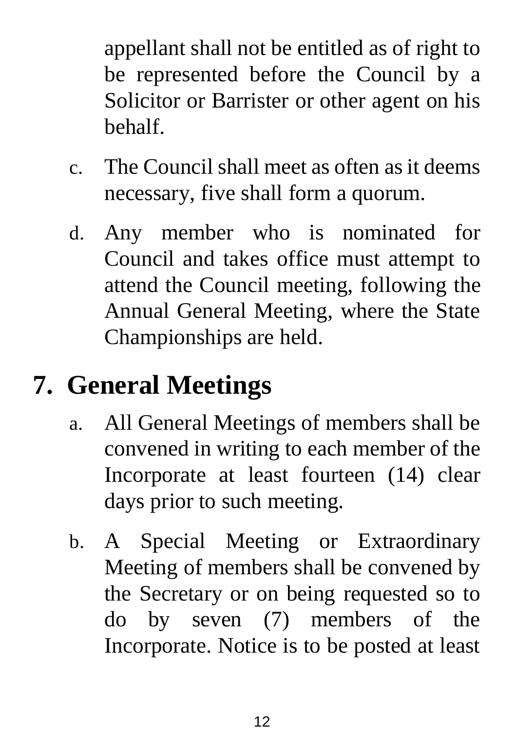appellant shall not be entitled as of right to be represented before the Council by a Solicitor or Barrister or other agent on his behalf.

c. The Council shall meet as often as it deems necessary, five shall form a quorum.

d. Any member who is nominated for Council and takes office must attempt to attend the Council meeting, following the Annual General Meeting, where the State Championships are held.

## 7. General Meetings

a. All General Meetings of members shall be convened in writing to each member of the Incorporate at least fourteen (14) clear days prior to such meeting.

b. A Special Meeting or Extraordinary Meeting of members shall be convened by the Secretary or on being requested so to do by seven (7) members of the Incorporate. Notice is to be posted at least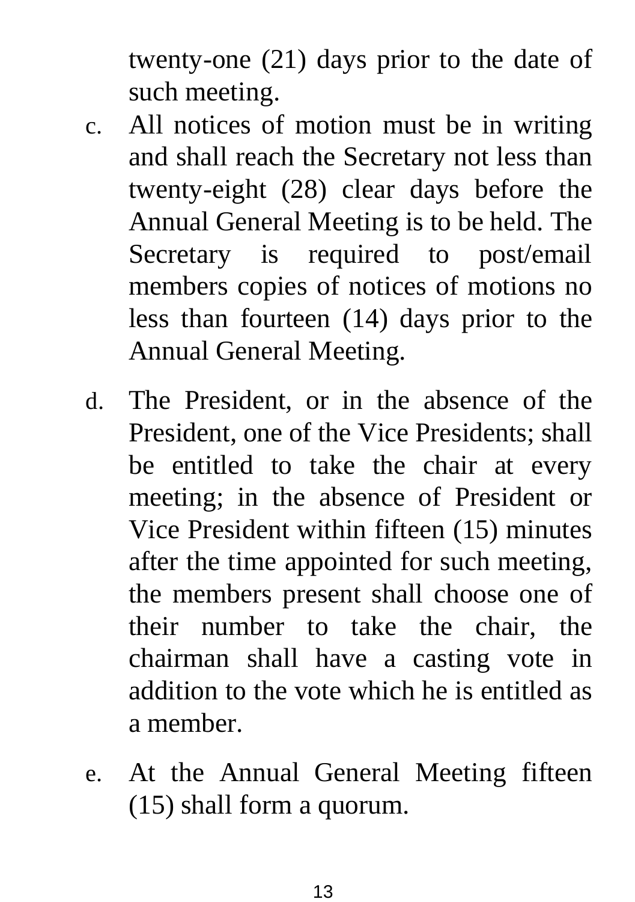twenty-one (21) days prior to the date of such meeting.

c. All notices of motion must be in writing and shall reach the Secretary not less than twenty-eight (28) clear days before the Annual General Meeting is to be held. The Secretary is required to post/email members copies of notices of motions no less than fourteen (14) days prior to the Annual General Meeting.

d. The President, or in the absence of the President, one of the Vice Presidents; shall be entitled to take the chair at every meeting; in the absence of President or Vice President within fifteen (15) minutes after the time appointed for such meeting, the members present shall choose one of their number to take the chair, the chairman shall have a casting vote in addition to the vote which he is entitled as a member.

e. At the Annual General Meeting fifteen (15) shall form a quorum.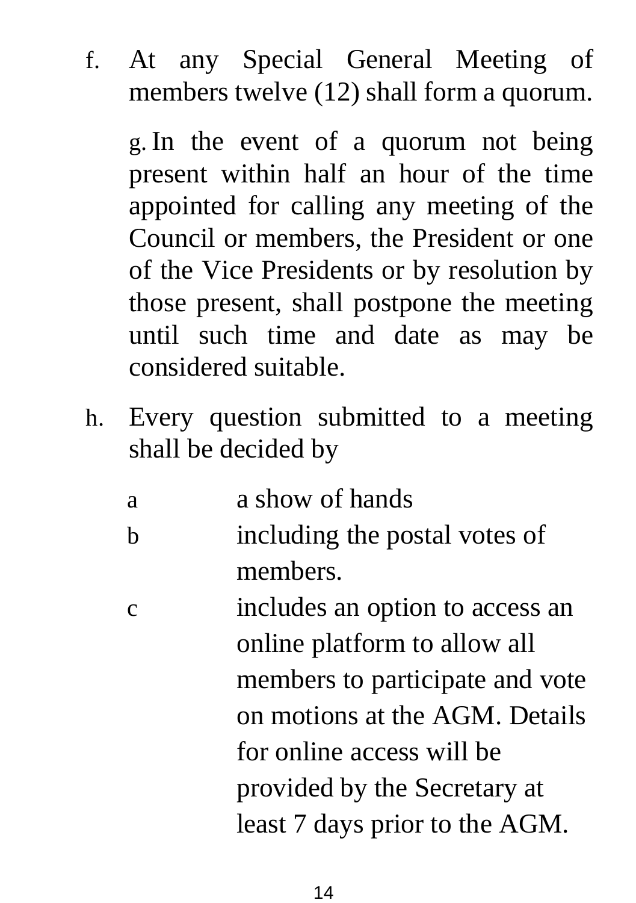f. At any Special General Meeting of members twelve (12) shall form a quorum.

g. In the event of a quorum not being present within half an hour of the time appointed for calling any meeting of the Council or members, the President or one of the Vice Presidents or by resolution by those present, shall postpone the meeting until such time and date as may be considered suitable.

h. Every question submitted to a meeting shall be decided by

   a. a show of hands
   b. including the postal votes of members.
   c. includes an option to access an online platform to allow all members to participate and vote on motions at the AGM. Details for online access will be provided by the Secretary at least 7 days prior to the AGM.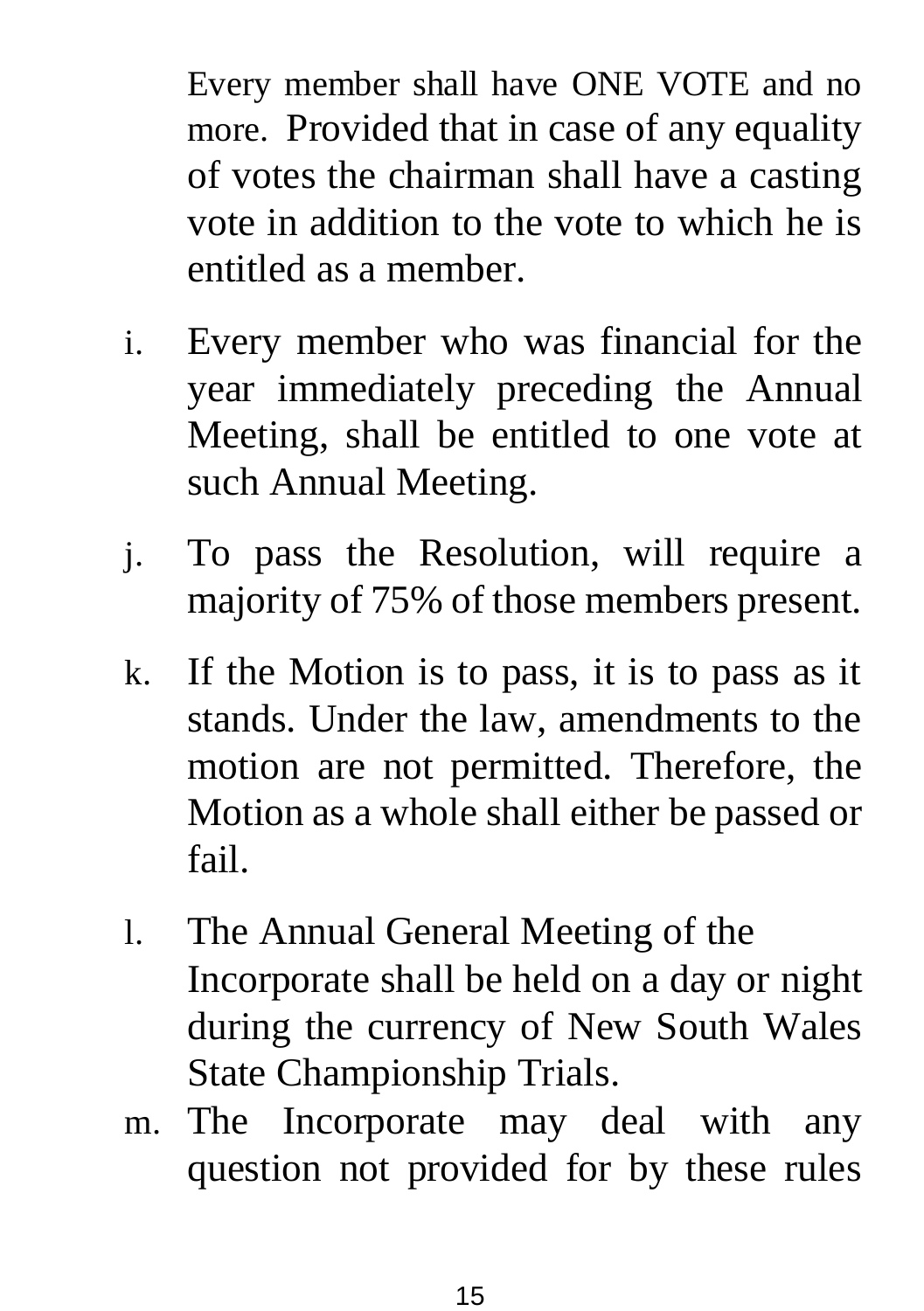Every member shall have ONE VOTE and no more. Provided that in case of any equality of votes the chairman shall have a casting vote in addition to the vote to which he is entitled as a member.

i. Every member who was financial for the year immediately preceding the Annual Meeting, shall be entitled to one vote at such Annual Meeting.

j. To pass the Resolution, will require a majority of 75% of those members present.

k. If the Motion is to pass, it is to pass as it stands. Under the law, amendments to the motion are not permitted. Therefore, the Motion as a whole shall either be passed or fail.

l. The Annual General Meeting of the Incorporate shall be held on a day or night during the currency of New South Wales State Championship Trials.

m. The Incorporate may deal with any question not provided for by these rules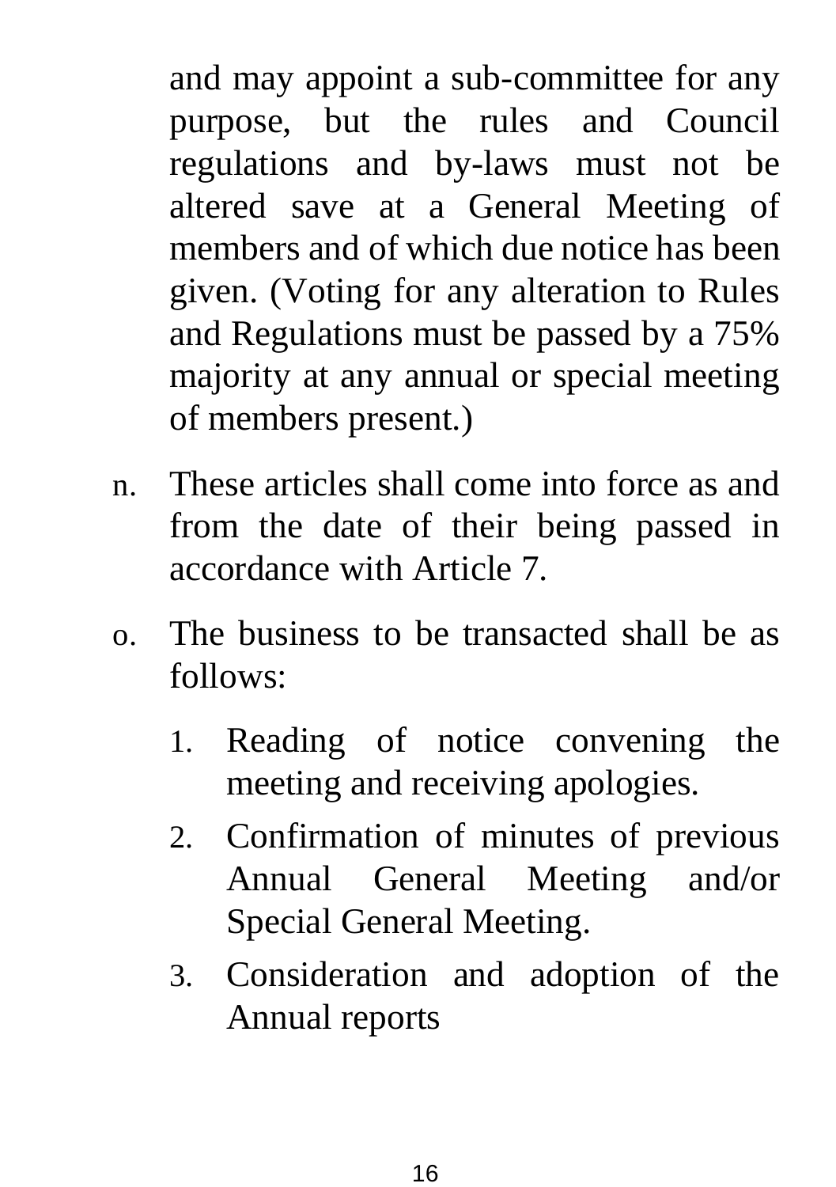and may appoint a sub-committee for any purpose, but the rules and Council regulations and by-laws must not be altered save at a General Meeting of members and of which due notice has been given. (Voting for any alteration to Rules and Regulations must be passed by a 75% majority at any annual or special meeting of members present.)

n. These articles shall come into force as and from the date of their being passed in accordance with Article 7.

o. The business to be transacted shall be as follows:

   1. Reading of notice convening the meeting and receiving apologies.
   2. Confirmation of minutes of previous Annual General Meeting and/or Special General Meeting.
   3. Consideration and adoption of the Annual reports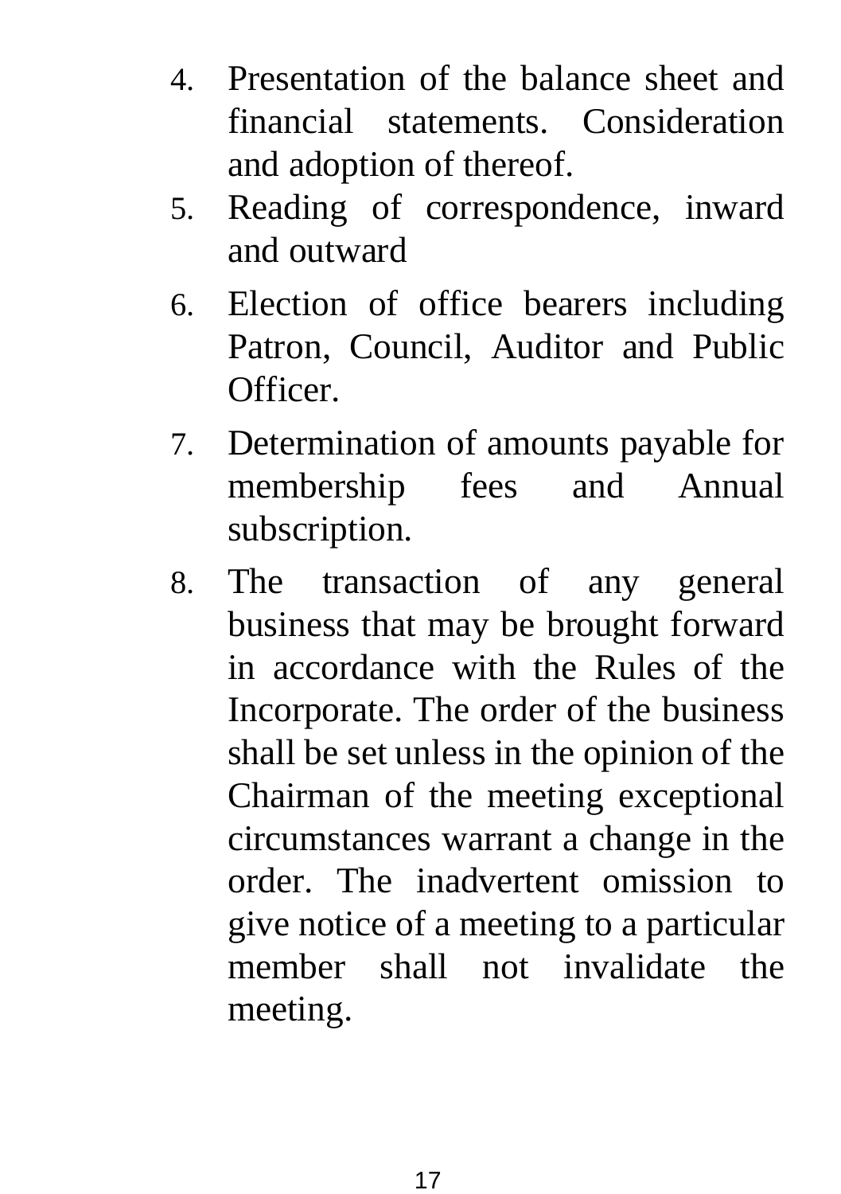4. Presentation of the balance sheet and financial statements. Consideration and adoption of thereof.
5. Reading of correspondence, inward and outward
6. Election of office bearers including Patron, Council, Auditor and Public Officer.
7. Determination of amounts payable for membership fees and Annual subscription.
8. The transaction of any general business that may be brought forward in accordance with the Rules of the Incorporate. The order of the business shall be set unless in the opinion of the Chairman of the meeting exceptional circumstances warrant a change in the order. The inadvertent omission to give notice of a meeting to a particular member shall not invalidate the meeting.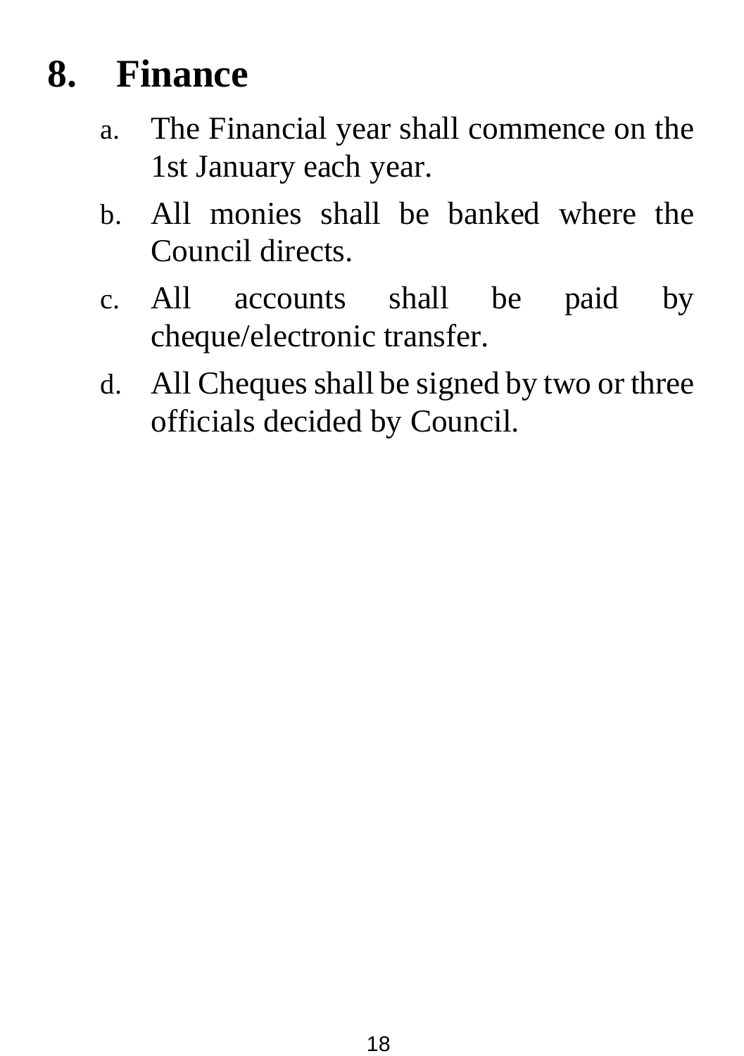## 8. Finance

a. The Financial year shall commence on the 1st January each year.

b. All monies shall be banked where the Council directs.

c. All accounts shall be paid by cheque/electronic transfer.

d. All Cheques shall be signed by two or three officials decided by Council.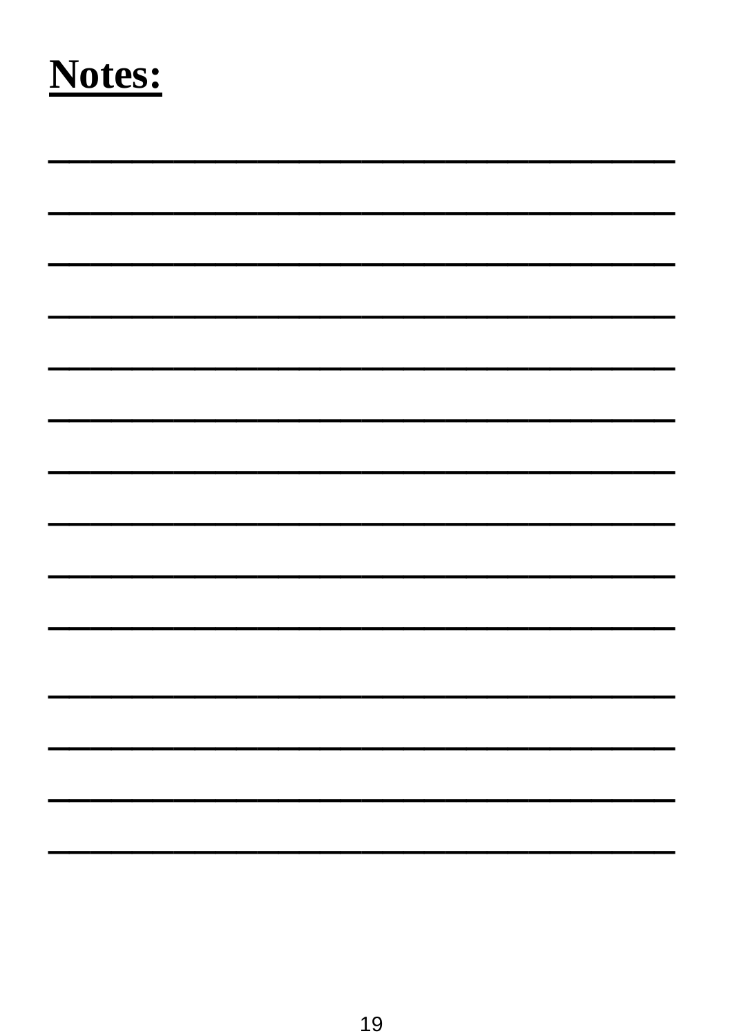**Notes:**

\_\_\_\_\_\_\_\_\_\_\_\_\_\_\_\_\_\_\_\_\_\_\_\_\_\_\_\_\_\_\_\_\_\_\_\_\_\_\_\_

\_\_\_\_\_\_\_\_\_\_\_\_\_\_\_\_\_\_\_\_\_\_\_\_\_\_\_\_\_\_\_\_\_\_\_\_\_\_\_\_

\_\_\_\_\_\_\_\_\_\_\_\_\_\_\_\_\_\_\_\_\_\_\_\_\_\_\_\_\_\_\_\_\_\_\_\_\_\_\_\_

\_\_\_\_\_\_\_\_\_\_\_\_\_\_\_\_\_\_\_\_\_\_\_\_\_\_\_\_\_\_\_\_\_\_\_\_\_\_\_\_

\_\_\_\_\_\_\_\_\_\_\_\_\_\_\_\_\_\_\_\_\_\_\_\_\_\_\_\_\_\_\_\_\_\_\_\_\_\_\_\_

\_\_\_\_\_\_\_\_\_\_\_\_\_\_\_\_\_\_\_\_\_\_\_\_\_\_\_\_\_\_\_\_\_\_\_\_\_\_\_\_

\_\_\_\_\_\_\_\_\_\_\_\_\_\_\_\_\_\_\_\_\_\_\_\_\_\_\_\_\_\_\_\_\_\_\_\_\_\_\_\_

\_\_\_\_\_\_\_\_\_\_\_\_\_\_\_\_\_\_\_\_\_\_\_\_\_\_\_\_\_\_\_\_\_\_\_\_\_\_\_\_

\_\_\_\_\_\_\_\_\_\_\_\_\_\_\_\_\_\_\_\_\_\_\_\_\_\_\_\_\_\_\_\_\_\_\_\_\_\_\_\_

\_\_\_\_\_\_\_\_\_\_\_\_\_\_\_\_\_\_\_\_\_\_\_\_\_\_\_\_\_\_\_\_\_\_\_\_\_\_\_\_

\_\_\_\_\_\_\_\_\_\_\_\_\_\_\_\_\_\_\_\_\_\_\_\_\_\_\_\_\_\_\_\_\_\_\_\_\_\_\_\_

\_\_\_\_\_\_\_\_\_\_\_\_\_\_\_\_\_\_\_\_\_\_\_\_\_\_\_\_\_\_\_\_\_\_\_\_\_\_\_\_

\_\_\_\_\_\_\_\_\_\_\_\_\_\_\_\_\_\_\_\_\_\_\_\_\_\_\_\_\_\_\_\_\_\_\_\_\_\_\_\_

\_\_\_\_\_\_\_\_\_\_\_\_\_\_\_\_\_\_\_\_\_\_\_\_\_\_\_\_\_\_\_\_\_\_\_\_\_\_\_\_